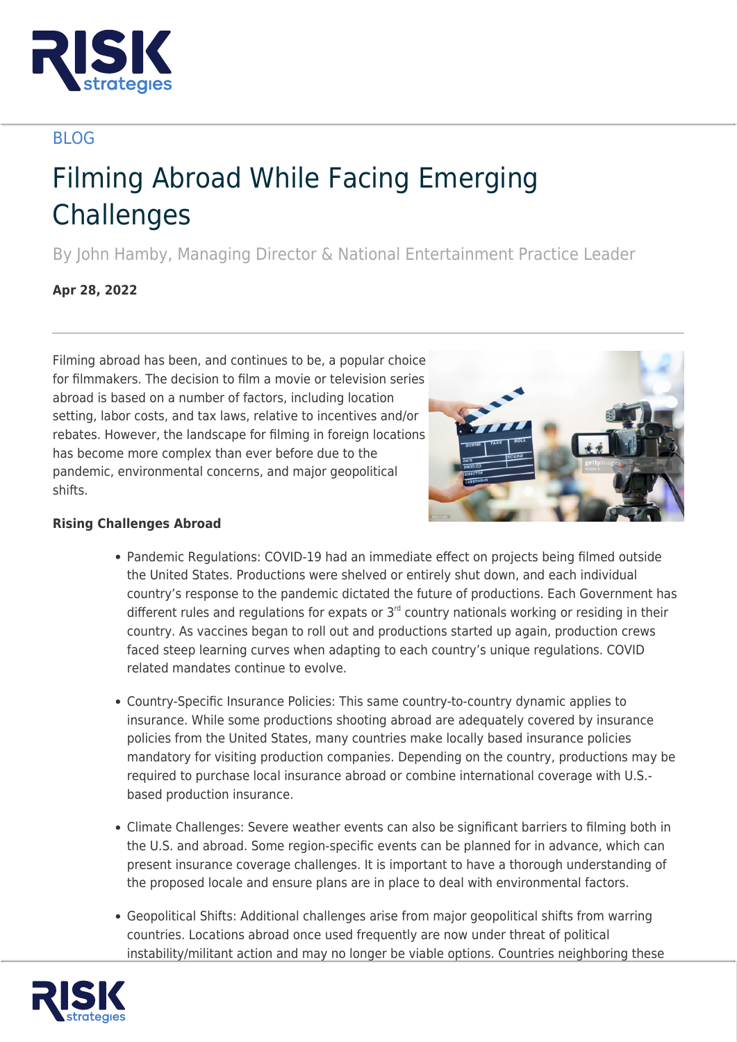BLOG

# Filming Abroad While Facing Emerging Challenges

By John Hamby, Managing Director & National Entertainment Practice Leader

**Apr 28, 2022**

---

Filming abroad has been, and continues to be, a popular choice for filmmakers. The decision to film a movie or television series abroad is based on a number of factors, including location setting, labor costs, and tax laws, relative to incentives and/or rebates. However, the landscape for filming in foreign locations has become more complex than ever before due to the pandemic, environmental concerns, and major geopolitical shifts.

**Rising Challenges Abroad**

- Pandemic Regulations: COVID-19 had an immediate effect on projects being filmed outside the United States. Productions were shelved or entirely shut down, and each individual country's response to the pandemic dictated the future of productions. Each Government has different rules and regulations for expats or 3rd country nationals working or residing in their country. As vaccines began to roll out and productions started up again, production crews faced steep learning curves when adapting to each country's unique regulations. COVID related mandates continue to evolve.

- Country-Specific Insurance Policies: This same country-to-country dynamic applies to insurance. While some productions shooting abroad are adequately covered by insurance policies from the United States, many countries make locally based insurance policies mandatory for visiting production companies. Depending on the country, productions may be required to purchase local insurance abroad or combine international coverage with U.S.-based production insurance.

- Climate Challenges: Severe weather events can also be significant barriers to filming both in the U.S. and abroad. Some region-specific events can be planned for in advance, which can present insurance coverage challenges. It is important to have a thorough understanding of the proposed locale and ensure plans are in place to deal with environmental factors.

- Geopolitical Shifts: Additional challenges arise from major geopolitical shifts from warring countries. Locations abroad once used frequently are now under threat of political instability/militant action and may no longer be viable options. Countries neighboring these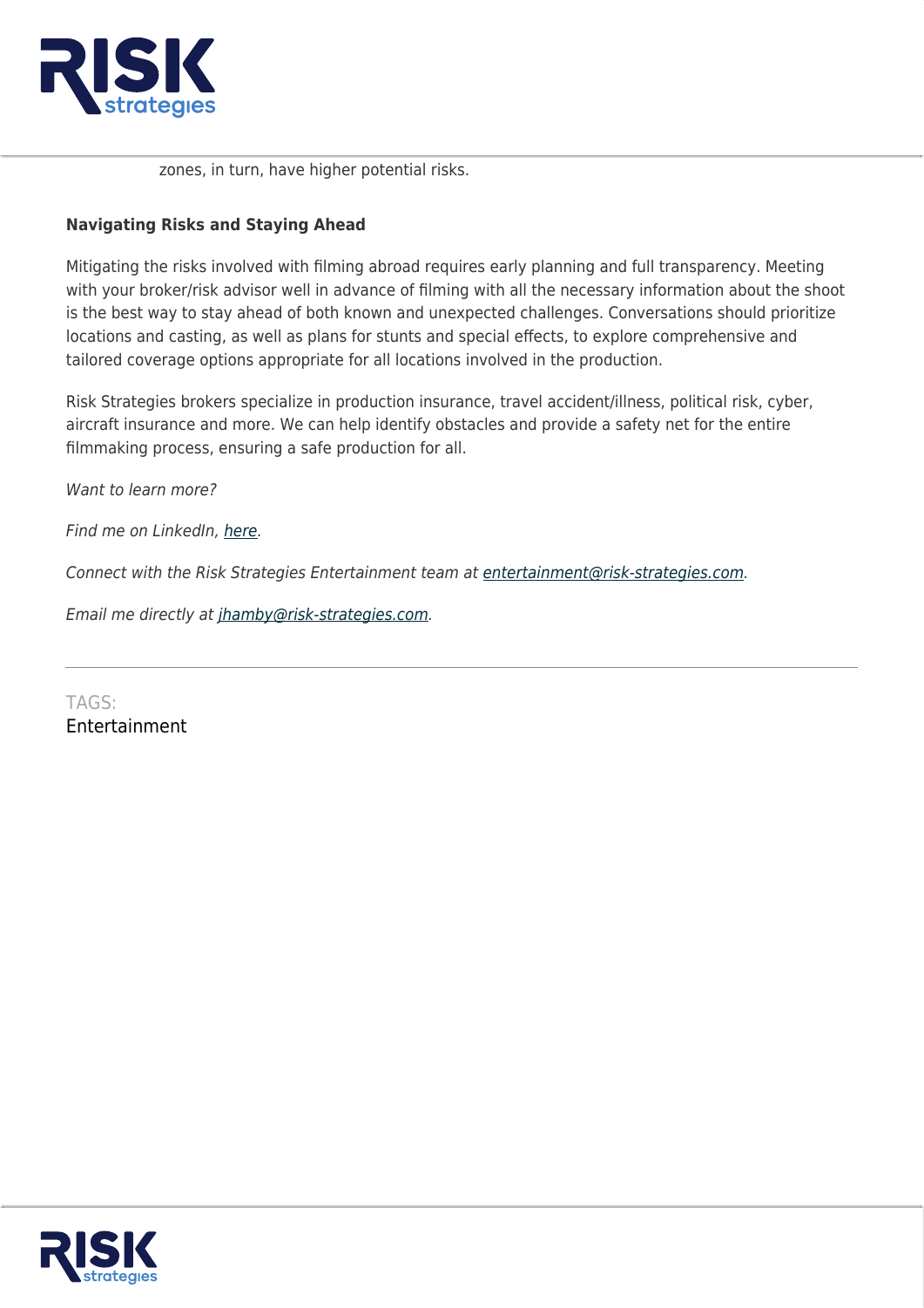zones, in turn, have higher potential risks.

**Navigating Risks and Staying Ahead**

Mitigating the risks involved with filming abroad requires early planning and full transparency. Meeting with your broker/risk advisor well in advance of filming with all the necessary information about the shoot is the best way to stay ahead of both known and unexpected challenges. Conversations should prioritize locations and casting, as well as plans for stunts and special effects, to explore comprehensive and tailored coverage options appropriate for all locations involved in the production.

Risk Strategies brokers specialize in production insurance, travel accident/illness, political risk, cyber, aircraft insurance and more. We can help identify obstacles and provide a safety net for the entire filmmaking process, ensuring a safe production for all.

*Want to learn more?*

*Find me on LinkedIn, here.*

*Connect with the Risk Strategies Entertainment team at entertainment@risk-strategies.com.*

*Email me directly at jhamby@risk-strategies.com.*

---

TAGS:
Entertainment